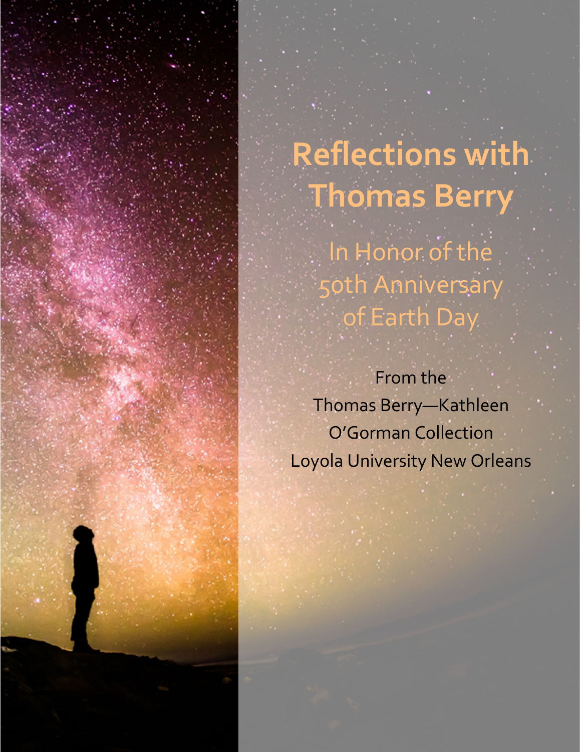# Reflections with Thomas Berry

## In Honor of the 50th Anniversary of Earth Day

From the
Thomas Berry—Kathleen O'Gorman Collection
Loyola University New Orleans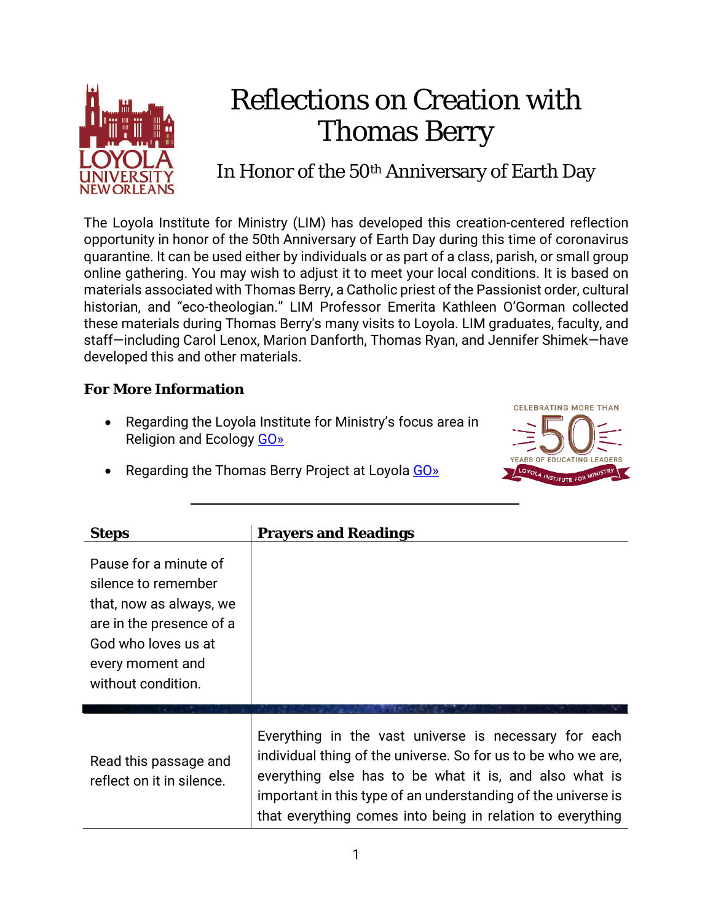# Reflections on Creation with Thomas Berry

## In Honor of the 50th Anniversary of Earth Day

The Loyola Institute for Ministry (LIM) has developed this creation-centered reflection opportunity in honor of the 50th Anniversary of Earth Day during this time of coronavirus quarantine. It can be used either by individuals or as part of a class, parish, or small group online gathering. You may wish to adjust it to meet your local conditions. It is based on materials associated with Thomas Berry, a Catholic priest of the Passionist order, cultural historian, and "eco-theologian." LIM Professor Emerita Kathleen O'Gorman collected these materials during Thomas Berry's many visits to Loyola. LIM graduates, faculty, and staff—including Carol Lenox, Marion Danforth, Thomas Ryan, and Jennifer Shimek—have developed this and other materials.

### For More Information

- Regarding the Loyola Institute for Ministry's focus area in Religion and Ecology GO»
- Regarding the Thomas Berry Project at Loyola GO»

| Steps | Prayers and Readings |
| --- | --- |
| Pause for a minute of silence to remember that, now as always, we are in the presence of a God who loves us at every moment and without condition. | |
| Read this passage and reflect on it in silence. | Everything in the vast universe is necessary for each individual thing of the universe. So for us to be who we are, everything else has to be what it is, and also what is important in this type of an understanding of the universe is that everything comes into being in relation to everything |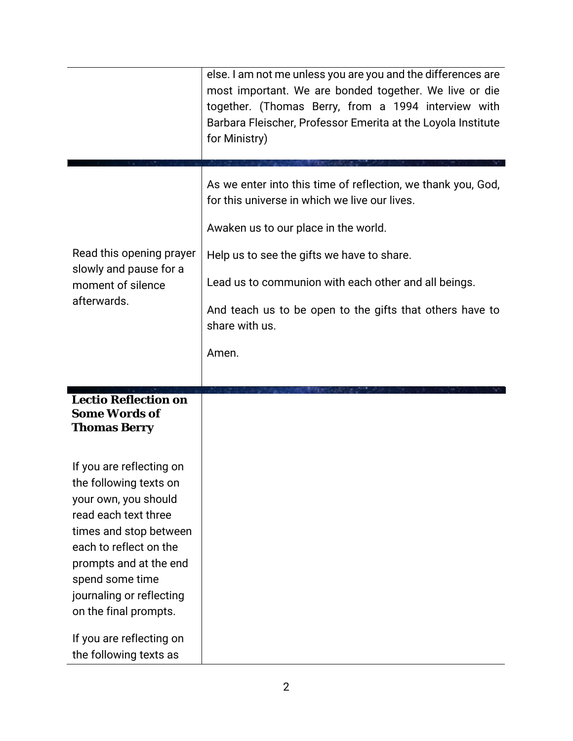| | |
|---|---|
| | else. I am not me unless you are you and the differences are most important. We are bonded together. We live or die together. (Thomas Berry, from a 1994 interview with Barbara Fleischer, Professor Emerita at the Loyola Institute for Ministry) |
| Read this opening prayer slowly and pause for a moment of silence afterwards. | As we enter into this time of reflection, we thank you, God, for this universe in which we live our lives.<br><br>Awaken us to our place in the world.<br><br>Help us to see the gifts we have to share.<br><br>Lead us to communion with each other and all beings.<br><br>And teach us to be open to the gifts that others have to share with us.<br><br>Amen. |
| **Lectio Reflection on Some Words of Thomas Berry**<br><br>If you are reflecting on the following texts on your own, you should read each text three times and stop between each to reflect on the prompts and at the end spend some time journaling or reflecting on the final prompts.<br><br>If you are reflecting on the following texts as | |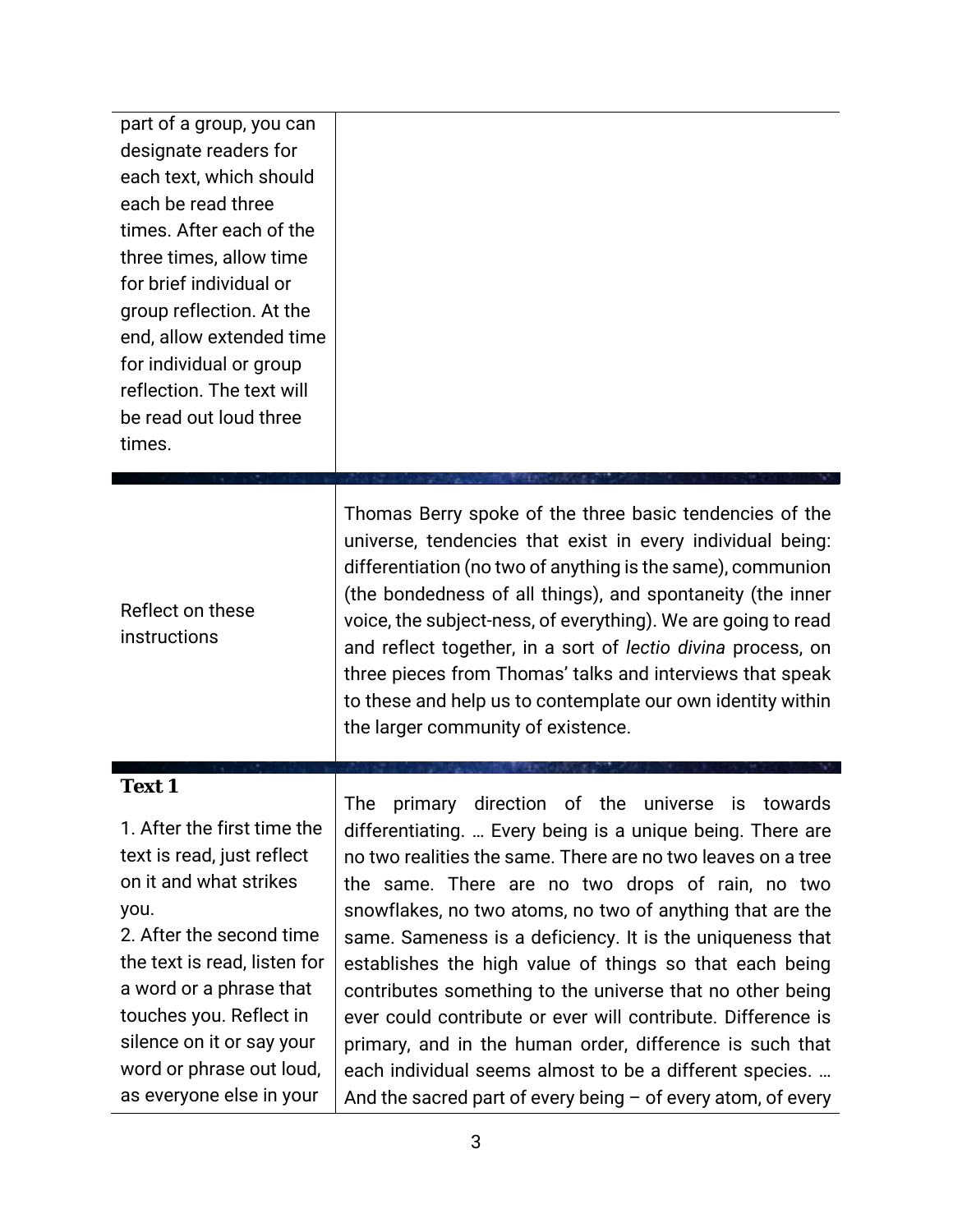| | |
|---|---|
| part of a group, you can designate readers for each text, which should each be read three times. After each of the three times, allow time for brief individual or group reflection. At the end, allow extended time for individual or group reflection. The text will be read out loud three times. | |
| Reflect on these instructions | Thomas Berry spoke of the three basic tendencies of the universe, tendencies that exist in every individual being: differentiation (no two of anything is the same), communion (the bondedness of all things), and spontaneity (the inner voice, the subject-ness, of everything). We are going to read and reflect together, in a sort of *lectio divina* process, on three pieces from Thomas' talks and interviews that speak to these and help us to contemplate our own identity within the larger community of existence. |
| **Text 1**<br><br>1. After the first time the text is read, just reflect on it and what strikes you.<br>2. After the second time the text is read, listen for a word or a phrase that touches you. Reflect in silence on it or say your word or phrase out loud, as everyone else in your | The primary direction of the universe is towards differentiating. … Every being is a unique being. There are no two realities the same. There are no two leaves on a tree the same. There are no two drops of rain, no two snowflakes, no two atoms, no two of anything that are the same. Sameness is a deficiency. It is the uniqueness that establishes the high value of things so that each being contributes something to the universe that no other being ever could contribute or ever will contribute. Difference is primary, and in the human order, difference is such that each individual seems almost to be a different species. … And the sacred part of every being – of every atom, of every |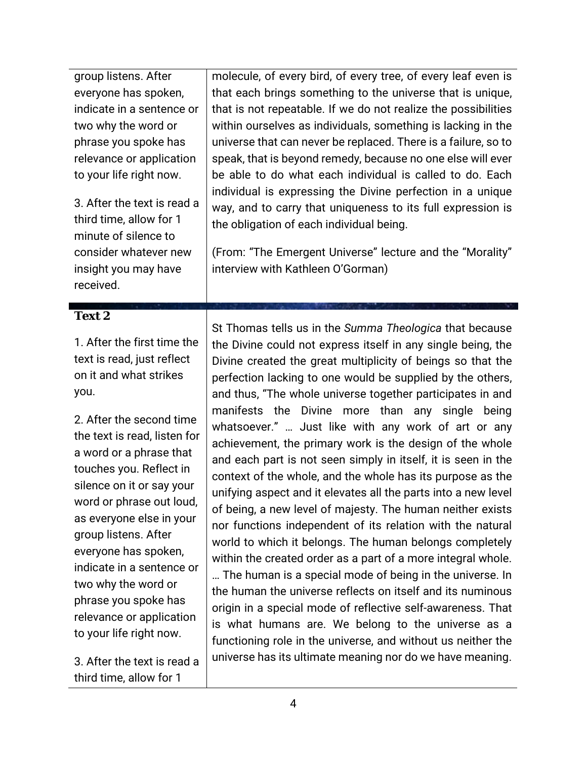| | |
|---|---|
| group listens. After everyone has spoken, indicate in a sentence or two why the word or phrase you spoke has relevance or application to your life right now.<br><br>3. After the text is read a third time, allow for 1 minute of silence to consider whatever new insight you may have received. | molecule, of every bird, of every tree, of every leaf even is that each brings something to the universe that is unique, that is not repeatable. If we do not realize the possibilities within ourselves as individuals, something is lacking in the universe that can never be replaced. There is a failure, so to speak, that is beyond remedy, because no one else will ever be able to do what each individual is called to do. Each individual is expressing the Divine perfection in a unique way, and to carry that uniqueness to its full expression is the obligation of each individual being.<br><br>(From: "The Emergent Universe" lecture and the "Morality" interview with Kathleen O'Gorman) |

| | |
|---|---|
| **Text 2**<br><br>1. After the first time the text is read, just reflect on it and what strikes you.<br><br>2. After the second time the text is read, listen for a word or a phrase that touches you. Reflect in silence on it or say your word or phrase out loud, as everyone else in your group listens. After everyone has spoken, indicate in a sentence or two why the word or phrase you spoke has relevance or application to your life right now.<br><br>3. After the text is read a third time, allow for 1 | St Thomas tells us in the *Summa Theologica* that because the Divine could not express itself in any single being, the Divine created the great multiplicity of beings so that the perfection lacking to one would be supplied by the others, and thus, "The whole universe together participates in and manifests the Divine more than any single being whatsoever." … Just like with any work of art or any achievement, the primary work is the design of the whole and each part is not seen simply in itself, it is seen in the context of the whole, and the whole has its purpose as the unifying aspect and it elevates all the parts into a new level of being, a new level of majesty. The human neither exists nor functions independent of its relation with the natural world to which it belongs. The human belongs completely within the created order as a part of a more integral whole. … The human is a special mode of being in the universe. In the human the universe reflects on itself and its numinous origin in a special mode of reflective self-awareness. That is what humans are. We belong to the universe as a functioning role in the universe, and without us neither the universe has its ultimate meaning nor do we have meaning. |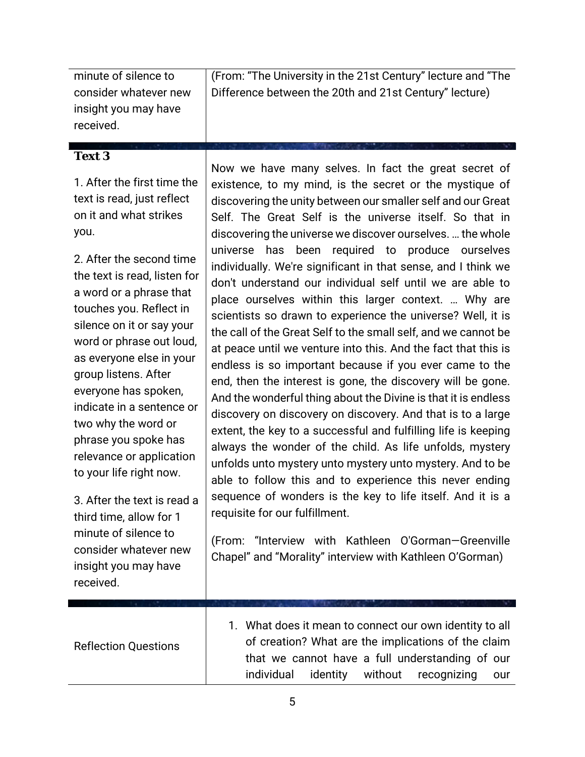| | |
|---|---|
| minute of silence to consider whatever new insight you may have received. | (From: "The University in the 21st Century" lecture and "The Difference between the 20th and 21st Century" lecture) |
| **Text 3**<br><br>1. After the first time the text is read, just reflect on it and what strikes you.<br><br>2. After the second time the text is read, listen for a word or a phrase that touches you. Reflect in silence on it or say your word or phrase out loud, as everyone else in your group listens. After everyone has spoken, indicate in a sentence or two why the word or phrase you spoke has relevance or application to your life right now.<br><br>3. After the text is read a third time, allow for 1 minute of silence to consider whatever new insight you may have received. | Now we have many selves. In fact the great secret of existence, to my mind, is the secret or the mystique of discovering the unity between our smaller self and our Great Self. The Great Self is the universe itself. So that in discovering the universe we discover ourselves. … the whole universe has been required to produce ourselves individually. We're significant in that sense, and I think we don't understand our individual self until we are able to place ourselves within this larger context. … Why are scientists so drawn to experience the universe? Well, it is the call of the Great Self to the small self, and we cannot be at peace until we venture into this. And the fact that this is endless is so important because if you ever came to the end, then the interest is gone, the discovery will be gone. And the wonderful thing about the Divine is that it is endless discovery on discovery on discovery. And that is to a large extent, the key to a successful and fulfilling life is keeping always the wonder of the child. As life unfolds, mystery unfolds unto mystery unto mystery unto mystery. And to be able to follow this and to experience this never ending sequence of wonders is the key to life itself. And it is a requisite for our fulfillment.<br><br>(From: "Interview with Kathleen O'Gorman—Greenville Chapel" and "Morality" interview with Kathleen O'Gorman) |
| Reflection Questions | 1. What does it mean to connect our own identity to all of creation? What are the implications of the claim that we cannot have a full understanding of our individual identity without recognizing our |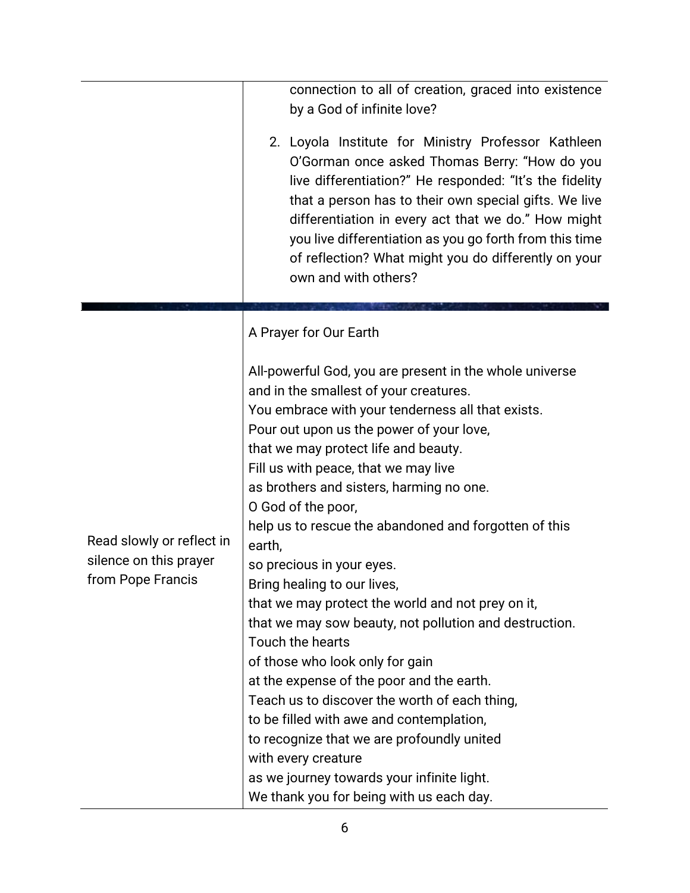| | |
|---|---|
| | connection to all of creation, graced into existence by a God of infinite love?<br><br>2. Loyola Institute for Ministry Professor Kathleen O'Gorman once asked Thomas Berry: "How do you live differentiation?" He responded: "It's the fidelity that a person has to their own special gifts. We live differentiation in every act that we do." How might you live differentiation as you go forth from this time of reflection? What might you do differently on your own and with others? |
| Read slowly or reflect in silence on this prayer from Pope Francis | A Prayer for Our Earth<br><br>All-powerful God, you are present in the whole universe<br>and in the smallest of your creatures.<br>You embrace with your tenderness all that exists.<br>Pour out upon us the power of your love,<br>that we may protect life and beauty.<br>Fill us with peace, that we may live<br>as brothers and sisters, harming no one.<br>O God of the poor,<br>help us to rescue the abandoned and forgotten of this earth,<br>so precious in your eyes.<br>Bring healing to our lives,<br>that we may protect the world and not prey on it,<br>that we may sow beauty, not pollution and destruction.<br>Touch the hearts<br>of those who look only for gain<br>at the expense of the poor and the earth.<br>Teach us to discover the worth of each thing,<br>to be filled with awe and contemplation,<br>to recognize that we are profoundly united<br>with every creature<br>as we journey towards your infinite light.<br>We thank you for being with us each day. |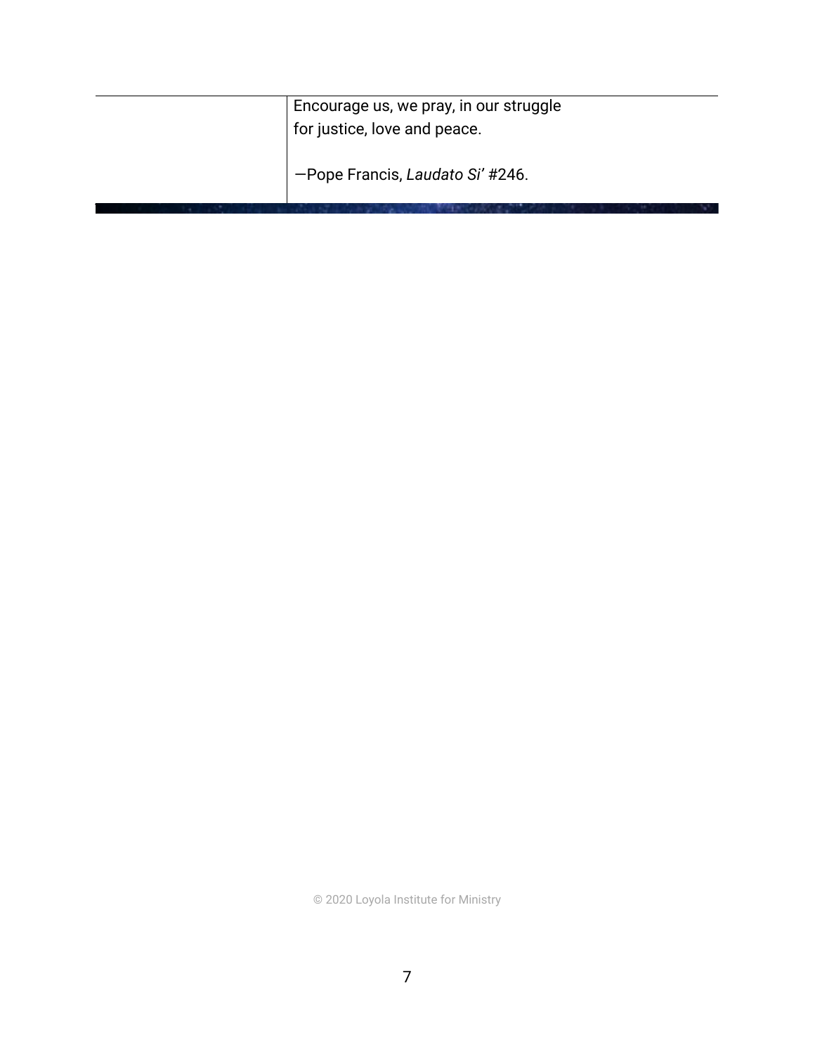| | |
|---|---|
| | Encourage us, we pray, in our struggle<br>for justice, love and peace.<br><br>—Pope Francis, *Laudato Si'* #246. |

© 2020 Loyola Institute for Ministry